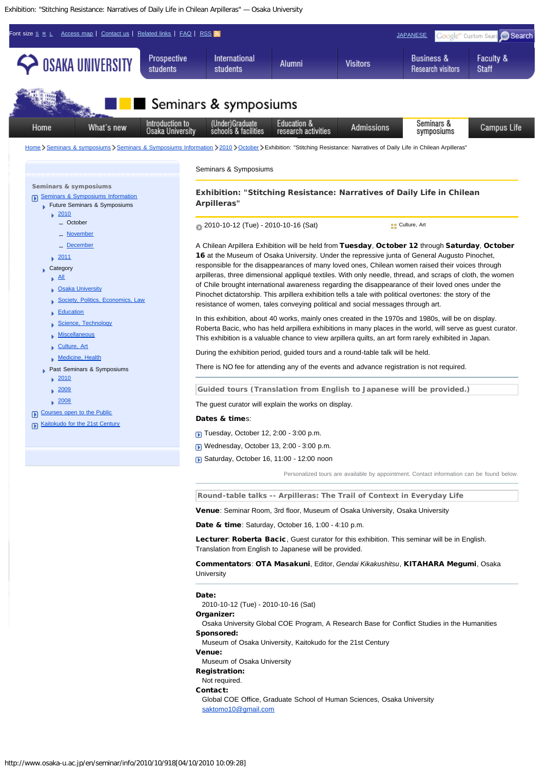# Exhibition: "Stitching Resistance: Narratives of Daily Life in Chilean Arpilleras"

Font size S M L | Access map | Contact us | Related links | FAQ | RSS | JAPANESE | Search

OSAKA UNIVERSITY | Prospective students | International students | Alumni | Visitors | Business & Research visitors | Faculty & Staff

Seminars & symposiums

Home | What's new | Introduction to Osaka University | (Under)Graduate schools & facilities | Education & research activities | Admissions | Seminars & symposiums | Campus Life

Home > Seminars & symposiums > Seminars & Symposiums Information > 2010 > October > Exhibition: "Stitching Resistance: Narratives of Daily Life in Chilean Arpilleras"

**Seminars & symposiums**

- Seminars & Symposiums Information
  - Future Seminars & Symposiums
    - 2010
      - October
      - November
      - December
    - 2011
  - Category
    - All
    - Osaka University
    - Society, Politics, Economics, Law
    - Education
    - Science, Technology
    - Miscellaneous
    - Culture, Art
    - Medicine, Health
  - Past Seminars & Symposiums
    - 2010
    - 2009
    - 2008
- Courses open to the Public
- Kaitokudo for the 21st Century

Seminars & Symposiums

## Exhibition: "Stitching Resistance: Narratives of Daily Life in Chilean Arpilleras"

2010-10-12 (Tue) - 2010-10-16 (Sat) — Culture, Art

A Chilean Arpillera Exhibition will be held from **Tuesday**, **October 12** through **Saturday**, **October 16** at the Museum of Osaka University. Under the repressive junta of General Augusto Pinochet, responsible for the disappearances of many loved ones, Chilean women raised their voices through arpilleras, three dimensional appliqué textiles. With only needle, thread, and scraps of cloth, the women of Chile brought international awareness regarding the disappearance of their loved ones under the Pinochet dictatorship. This arpillera exhibition tells a tale with political overtones: the story of the resistance of women, tales conveying political and social messages through art.

In this exhibition, about 40 works, mainly ones created in the 1970s and 1980s, will be on display. Roberta Bacic, who has held arpillera exhibitions in many places in the world, will serve as guest curator. This exhibition is a valuable chance to view arpillera quilts, an art form rarely exhibited in Japan.

During the exhibition period, guided tours and a round-table talk will be held.

There is NO fee for attending any of the events and advance registration is not required.

### Guided tours (Translation from English to Japanese will be provided.)

The guest curator will explain the works on display.

**Dates & times**:

- Tuesday, October 12, 2:00 - 3:00 p.m.
- Wednesday, October 13, 2:00 - 3:00 p.m.
- Saturday, October 16, 11:00 - 12:00 noon

Personalized tours are available by appointment. Contact information can be found below.

### Round-table talks -- Arpilleras: The Trail of Context in Everyday Life

**Venue**: Seminar Room, 3rd floor, Museum of Osaka University, Osaka University

**Date & time**: Saturday, October 16, 1:00 - 4:10 p.m.

**Lecturer**: **Roberta Bacic**, Guest curator for this exhibition. This seminar will be in English. Translation from English to Japanese will be provided.

**Commentators**: **OTA Masakuni**, Editor, *Gendai Kikakushitsu*, **KITAHARA Megumi**, Osaka University

**Date:**
2010-10-12 (Tue) - 2010-10-16 (Sat)

**Organizer:**
Osaka University Global COE Program, A Research Base for Conflict Studies in the Humanities

**Sponsored:**
Museum of Osaka University, Kaitokudo for the 21st Century

**Venue:**
Museum of Osaka University

**Registration:**
Not required.

**Contact:**
Global COE Office, Graduate School of Human Sciences, Osaka University
saktomo10@gmail.com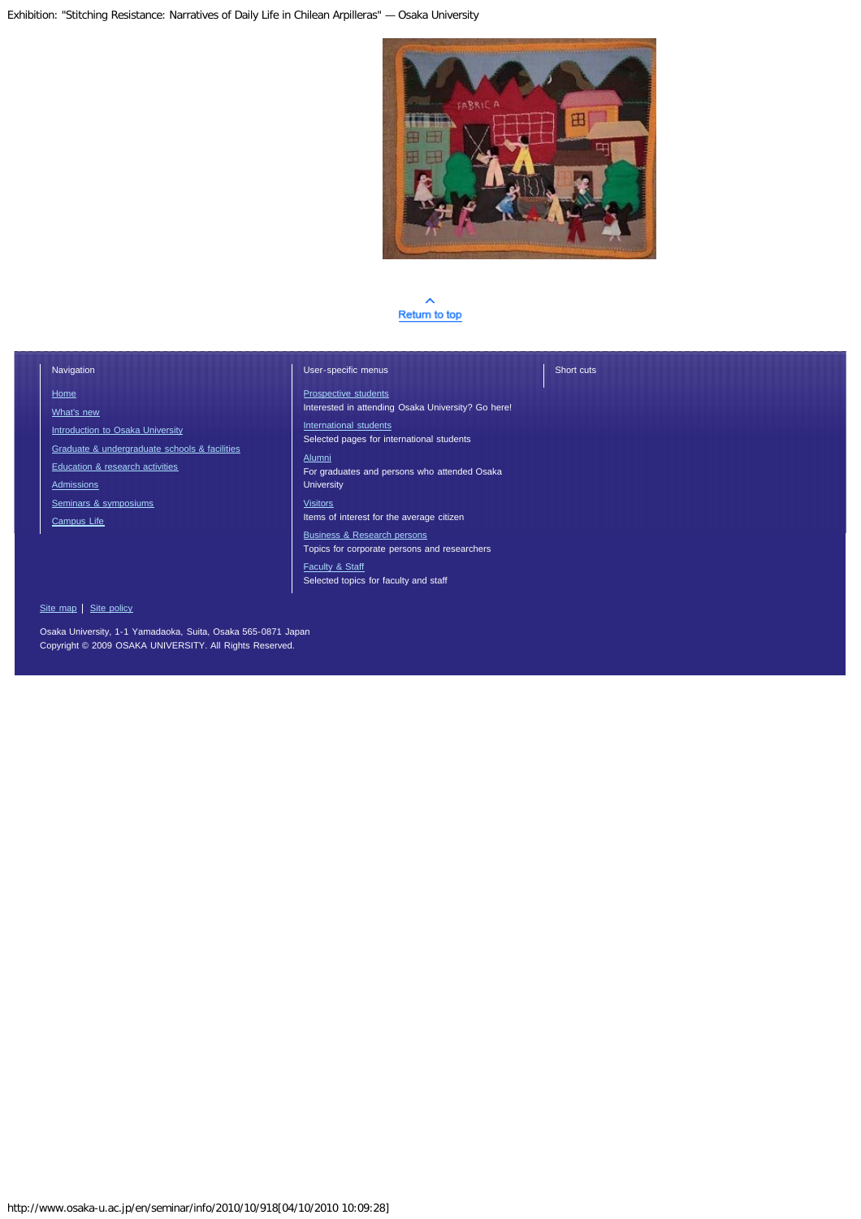Return to top

Navigation

- Home
- What's new
- Introduction to Osaka University
- Graduate & undergraduate schools & facilities
- Education & research activities
- Admissions
- Seminars & symposiums
- Campus Life

User-specific menus

- Prospective students
  Interested in attending Osaka University? Go here!
- International students
  Selected pages for international students
- Alumni
  For graduates and persons who attended Osaka University
- Visitors
  Items of interest for the average citizen
- Business & Research persons
  Topics for corporate persons and researchers
- Faculty & Staff
  Selected topics for faculty and staff

Short cuts

Site map | Site policy

Osaka University, 1-1 Yamadaoka, Suita, Osaka 565-0871 Japan
Copyright © 2009 OSAKA UNIVERSITY. All Rights Reserved.